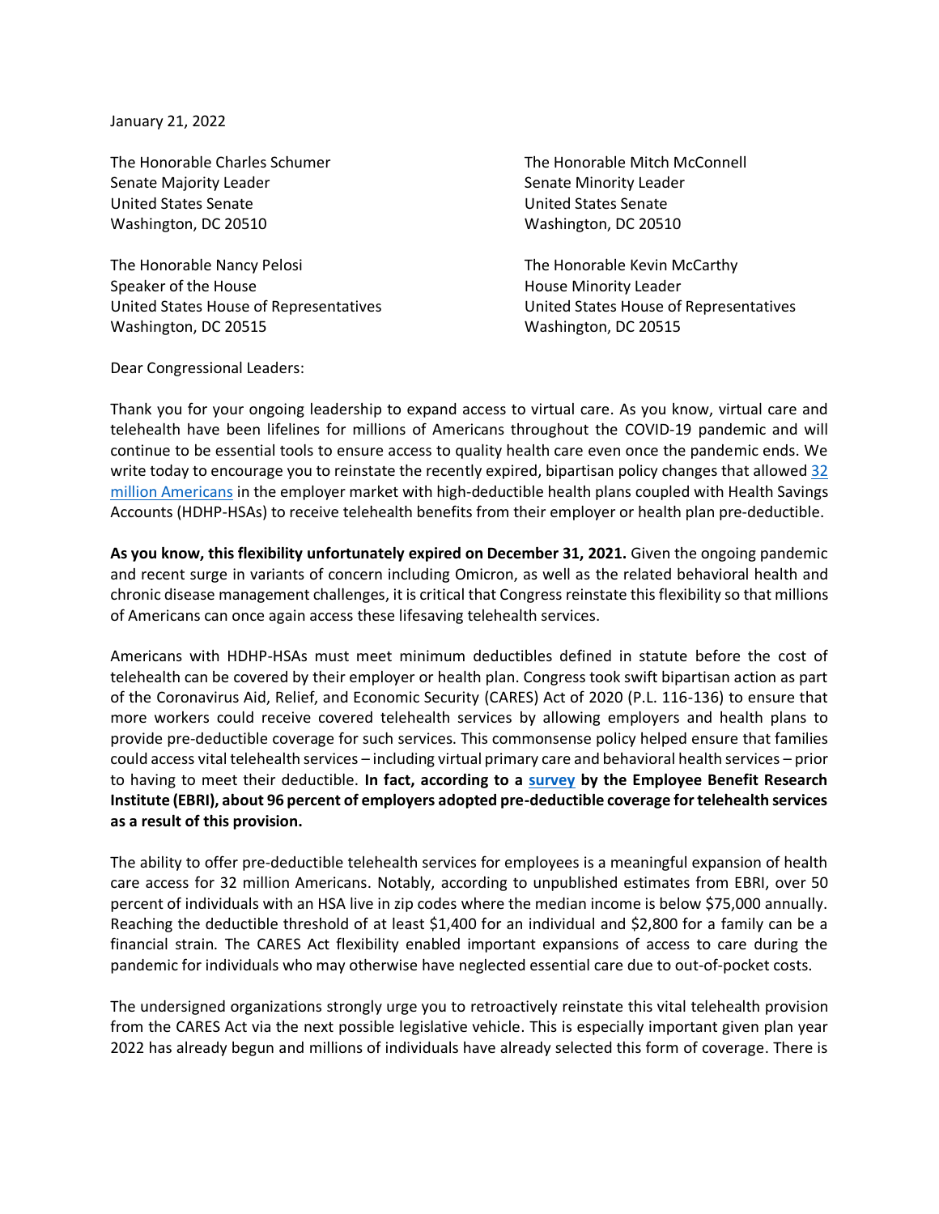January 21, 2022

The Honorable Charles Schumer
Senate Majority Leader
United States Senate
Washington, DC 20510

The Honorable Mitch McConnell
Senate Minority Leader
United States Senate
Washington, DC 20510

The Honorable Nancy Pelosi
Speaker of the House
United States House of Representatives
Washington, DC 20515

The Honorable Kevin McCarthy
House Minority Leader
United States House of Representatives
Washington, DC 20515

Dear Congressional Leaders:

Thank you for your ongoing leadership to expand access to virtual care. As you know, virtual care and telehealth have been lifelines for millions of Americans throughout the COVID-19 pandemic and will continue to be essential tools to ensure access to quality health care even once the pandemic ends. We write today to encourage you to reinstate the recently expired, bipartisan policy changes that allowed [32 million Americans] in the employer market with high-deductible health plans coupled with Health Savings Accounts (HDHP-HSAs) to receive telehealth benefits from their employer or health plan pre-deductible.

**As you know, this flexibility unfortunately expired on December 31, 2021.** Given the ongoing pandemic and recent surge in variants of concern including Omicron, as well as the related behavioral health and chronic disease management challenges, it is critical that Congress reinstate this flexibility so that millions of Americans can once again access these lifesaving telehealth services.

Americans with HDHP-HSAs must meet minimum deductibles defined in statute before the cost of telehealth can be covered by their employer or health plan. Congress took swift bipartisan action as part of the Coronavirus Aid, Relief, and Economic Security (CARES) Act of 2020 (P.L. 116-136) to ensure that more workers could receive covered telehealth services by allowing employers and health plans to provide pre-deductible coverage for such services. This commonsense policy helped ensure that families could access vital telehealth services – including virtual primary care and behavioral health services – prior to having to meet their deductible. **In fact, according to a [survey] by the Employee Benefit Research Institute (EBRI), about 96 percent of employers adopted pre-deductible coverage for telehealth services as a result of this provision.**

The ability to offer pre-deductible telehealth services for employees is a meaningful expansion of health care access for 32 million Americans. Notably, according to unpublished estimates from EBRI, over 50 percent of individuals with an HSA live in zip codes where the median income is below $75,000 annually. Reaching the deductible threshold of at least $1,400 for an individual and $2,800 for a family can be a financial strain. The CARES Act flexibility enabled important expansions of access to care during the pandemic for individuals who may otherwise have neglected essential care due to out-of-pocket costs.

The undersigned organizations strongly urge you to retroactively reinstate this vital telehealth provision from the CARES Act via the next possible legislative vehicle. This is especially important given plan year 2022 has already begun and millions of individuals have already selected this form of coverage. There is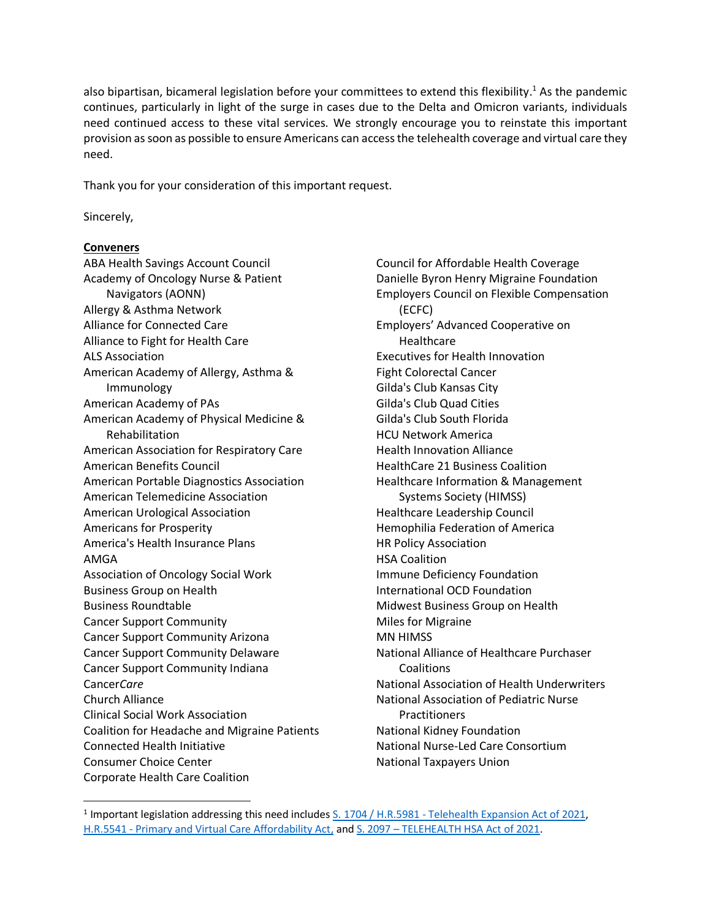also bipartisan, bicameral legislation before your committees to extend this flexibility.[1] As the pandemic continues, particularly in light of the surge in cases due to the Delta and Omicron variants, individuals need continued access to these vital services. We strongly encourage you to reinstate this important provision as soon as possible to ensure Americans can access the telehealth coverage and virtual care they need.

Thank you for your consideration of this important request.

Sincerely,

**Conveners**

ABA Health Savings Account Council
Academy of Oncology Nurse & Patient Navigators (AONN)
Allergy & Asthma Network
Alliance for Connected Care
Alliance to Fight for Health Care
ALS Association
American Academy of Allergy, Asthma & Immunology
American Academy of PAs
American Academy of Physical Medicine & Rehabilitation
American Association for Respiratory Care
American Benefits Council
American Portable Diagnostics Association
American Telemedicine Association
American Urological Association
Americans for Prosperity
America's Health Insurance Plans
AMGA
Association of Oncology Social Work
Business Group on Health
Business Roundtable
Cancer Support Community
Cancer Support Community Arizona
Cancer Support Community Delaware
Cancer Support Community Indiana
Cancer*Care*
Church Alliance
Clinical Social Work Association
Coalition for Headache and Migraine Patients
Connected Health Initiative
Consumer Choice Center
Corporate Health Care Coalition
Council for Affordable Health Coverage
Danielle Byron Henry Migraine Foundation
Employers Council on Flexible Compensation (ECFC)
Employers' Advanced Cooperative on Healthcare
Executives for Health Innovation
Fight Colorectal Cancer
Gilda's Club Kansas City
Gilda's Club Quad Cities
Gilda's Club South Florida
HCU Network America
Health Innovation Alliance
HealthCare 21 Business Coalition
Healthcare Information & Management Systems Society (HIMSS)
Healthcare Leadership Council
Hemophilia Federation of America
HR Policy Association
HSA Coalition
Immune Deficiency Foundation
International OCD Foundation
Midwest Business Group on Health
Miles for Migraine
MN HIMSS
National Alliance of Healthcare Purchaser Coalitions
National Association of Health Underwriters
National Association of Pediatric Nurse Practitioners
National Kidney Foundation
National Nurse-Led Care Consortium
National Taxpayers Union

---

[1] Important legislation addressing this need includes S. 1704 / H.R.5981 - Telehealth Expansion Act of 2021, H.R.5541 - Primary and Virtual Care Affordability Act, and S. 2097 – TELEHEALTH HSA Act of 2021.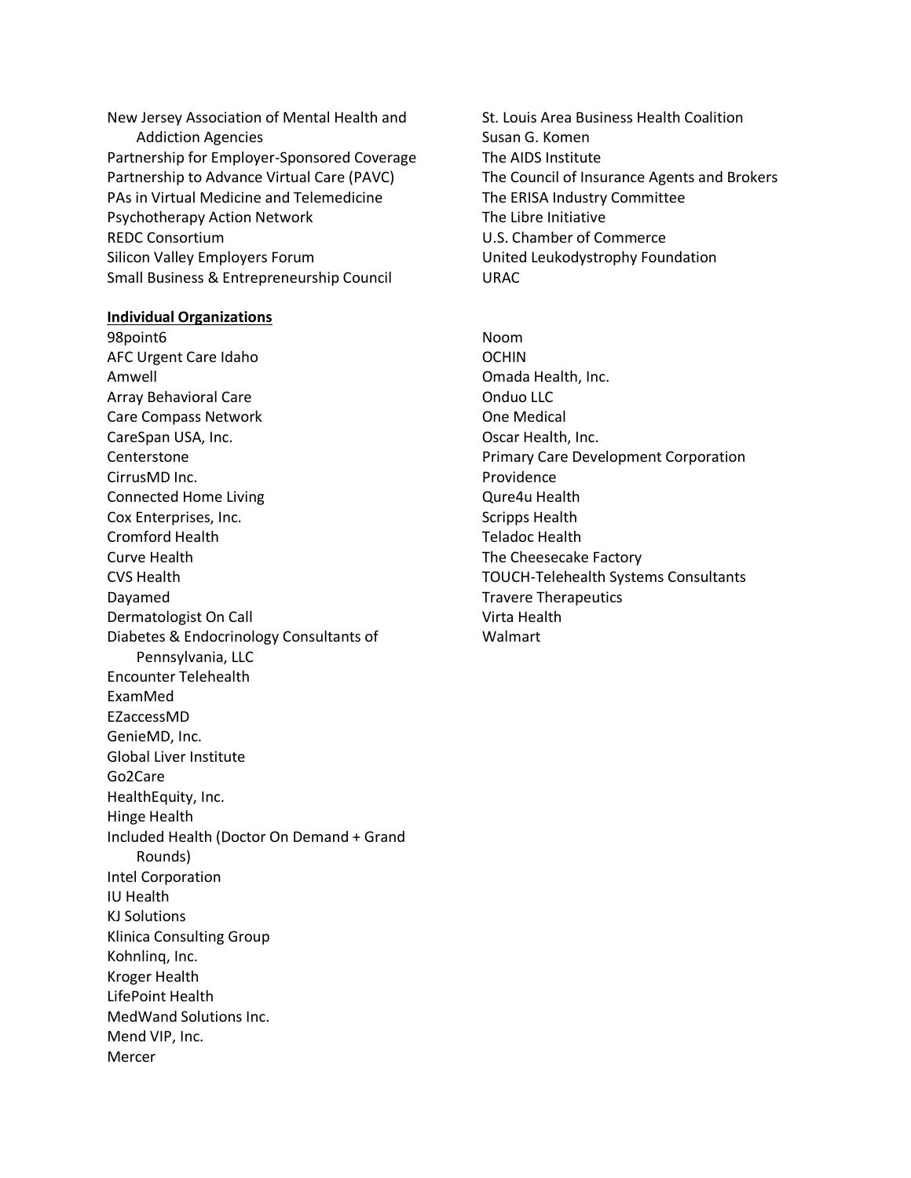New Jersey Association of Mental Health and Addiction Agencies
Partnership for Employer-Sponsored Coverage
Partnership to Advance Virtual Care (PAVC)
PAs in Virtual Medicine and Telemedicine
Psychotherapy Action Network
REDC Consortium
Silicon Valley Employers Forum
Small Business & Entrepreneurship Council
St. Louis Area Business Health Coalition
Susan G. Komen
The AIDS Institute
The Council of Insurance Agents and Brokers
The ERISA Industry Committee
The Libre Initiative
U.S. Chamber of Commerce
United Leukodystrophy Foundation
URAC

**<u>Individual Organizations</u>**

98point6
AFC Urgent Care Idaho
Amwell
Array Behavioral Care
Care Compass Network
CareSpan USA, Inc.
Centerstone
CirrusMD Inc.
Connected Home Living
Cox Enterprises, Inc.
Cromford Health
Curve Health
CVS Health
Dayamed
Dermatologist On Call
Diabetes & Endocrinology Consultants of Pennsylvania, LLC
Encounter Telehealth
ExamMed
EZaccessMD
GenieMD, Inc.
Global Liver Institute
Go2Care
HealthEquity, Inc.
Hinge Health
Included Health (Doctor On Demand + Grand Rounds)
Intel Corporation
IU Health
KJ Solutions
Klinica Consulting Group
Kohnlinq, Inc.
Kroger Health
LifePoint Health
MedWand Solutions Inc.
Mend VIP, Inc.
Mercer
Noom
OCHIN
Omada Health, Inc.
Onduo LLC
One Medical
Oscar Health, Inc.
Primary Care Development Corporation
Providence
Qure4u Health
Scripps Health
Teladoc Health
The Cheesecake Factory
TOUCH-Telehealth Systems Consultants
Travere Therapeutics
Virta Health
Walmart